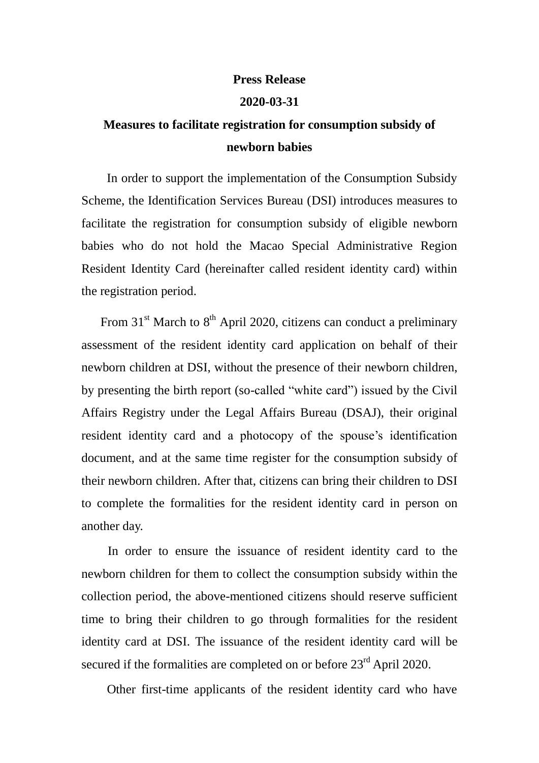**Press Release**

**2020-03-31**

# Measures to facilitate registration for consumption subsidy of newborn babies

In order to support the implementation of the Consumption Subsidy Scheme, the Identification Services Bureau (DSI) introduces measures to facilitate the registration for consumption subsidy of eligible newborn babies who do not hold the Macao Special Administrative Region Resident Identity Card (hereinafter called resident identity card) within the registration period.

From 31st March to 8th April 2020, citizens can conduct a preliminary assessment of the resident identity card application on behalf of their newborn children at DSI, without the presence of their newborn children, by presenting the birth report (so-called "white card") issued by the Civil Affairs Registry under the Legal Affairs Bureau (DSAJ), their original resident identity card and a photocopy of the spouse's identification document, and at the same time register for the consumption subsidy of their newborn children. After that, citizens can bring their children to DSI to complete the formalities for the resident identity card in person on another day.

In order to ensure the issuance of resident identity card to the newborn children for them to collect the consumption subsidy within the collection period, the above-mentioned citizens should reserve sufficient time to bring their children to go through formalities for the resident identity card at DSI. The issuance of the resident identity card will be secured if the formalities are completed on or before 23rd April 2020.

Other first-time applicants of the resident identity card who have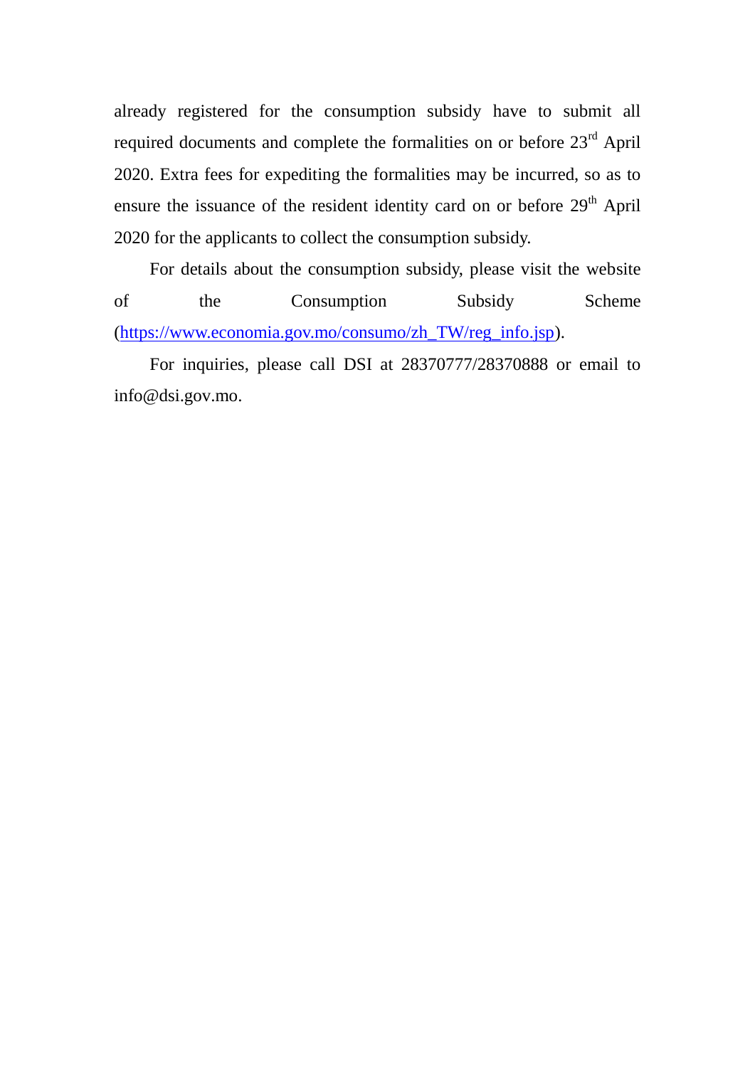already registered for the consumption subsidy have to submit all required documents and complete the formalities on or before 23rd April 2020. Extra fees for expediting the formalities may be incurred, so as to ensure the issuance of the resident identity card on or before 29th April 2020 for the applicants to collect the consumption subsidy.

For details about the consumption subsidy, please visit the website of the Consumption Subsidy Scheme (https://www.economia.gov.mo/consumo/zh_TW/reg_info.jsp).

For inquiries, please call DSI at 28370777/28370888 or email to info@dsi.gov.mo.